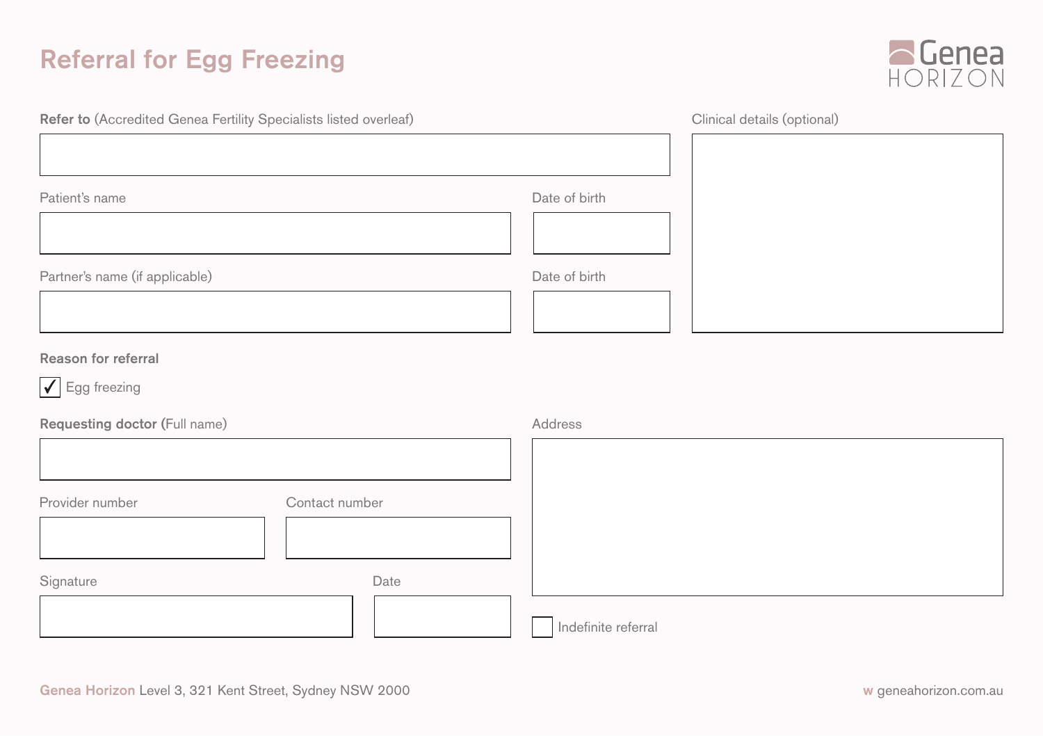# Referral for Egg Freezing

Genea HORIZON

**Refer to** (Accredited Genea Fertility Specialists listed overleaf)

Clinical details (optional)

Patient's name

Date of birth

Partner's name (if applicable)

Date of birth

**Reason for referral**

☑ Egg freezing

**Requesting doctor** (Full name)

Address

Provider number

Contact number

Signature

Date

☐ Indefinite referral

**Genea Horizon** Level 3, 321 Kent Street, Sydney NSW 2000

**w** geneahorizon.com.au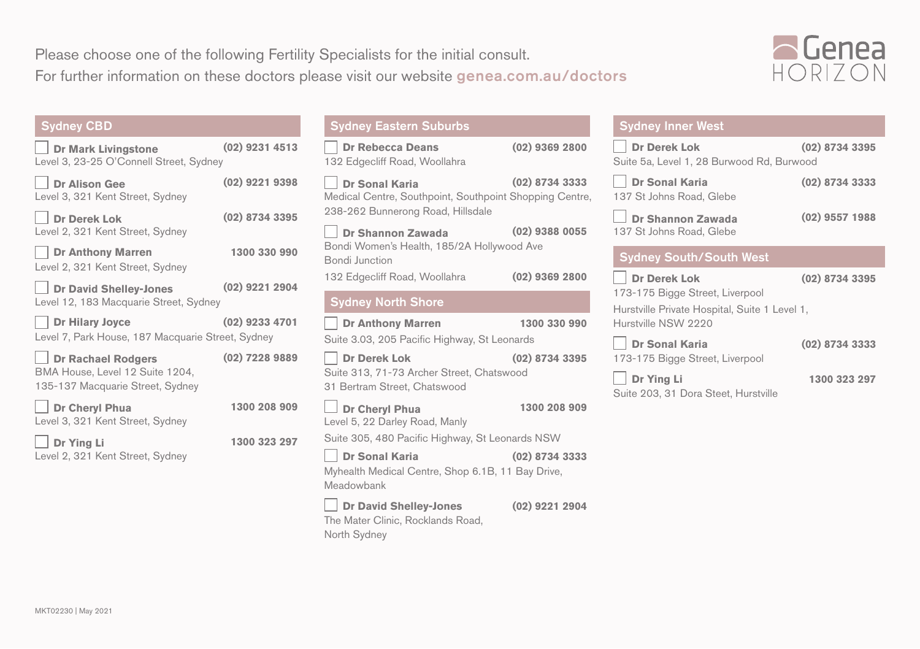Please choose one of the following Fertility Specialists for the initial consult.
For further information on these doctors please visit our website **genea.com.au/doctors**

Genea HORIZON

## Sydney CBD

- [ ] **Dr Mark Livingstone** — **(02) 9231 4513**
Level 3, 23-25 O'Connell Street, Sydney

- [ ] **Dr Alison Gee** — **(02) 9221 9398**
Level 3, 321 Kent Street, Sydney

- [ ] **Dr Derek Lok** — **(02) 8734 3395**
Level 2, 321 Kent Street, Sydney

- [ ] **Dr Anthony Marren** — **1300 330 990**
Level 2, 321 Kent Street, Sydney

- [ ] **Dr David Shelley-Jones** — **(02) 9221 2904**
Level 12, 183 Macquarie Street, Sydney

- [ ] **Dr Hilary Joyce** — **(02) 9233 4701**
Level 7, Park House, 187 Macquarie Street, Sydney

- [ ] **Dr Rachael Rodgers** — **(02) 7228 9889**
BMA House, Level 12 Suite 1204,
135-137 Macquarie Street, Sydney

- [ ] **Dr Cheryl Phua** — **1300 208 909**
Level 3, 321 Kent Street, Sydney

- [ ] **Dr Ying Li** — **1300 323 297**
Level 2, 321 Kent Street, Sydney

## Sydney Eastern Suburbs

- [ ] **Dr Rebecca Deans** — **(02) 9369 2800**
132 Edgecliff Road, Woollahra

- [ ] **Dr Sonal Karia** — **(02) 8734 3333**
Medical Centre, Southpoint, Southpoint Shopping Centre,
238-262 Bunnerong Road, Hillsdale

- [ ] **Dr Shannon Zawada** — **(02) 9388 0055**
Bondi Women's Health, 185/2A Hollywood Ave
Bondi Junction
132 Edgecliff Road, Woollahra — **(02) 9369 2800**

## Sydney North Shore

- [ ] **Dr Anthony Marren** — **1300 330 990**
Suite 3.03, 205 Pacific Highway, St Leonards

- [ ] **Dr Derek Lok** — **(02) 8734 3395**
Suite 313, 71-73 Archer Street, Chatswood
31 Bertram Street, Chatswood

- [ ] **Dr Cheryl Phua** — **1300 208 909**
Level 5, 22 Darley Road, Manly
Suite 305, 480 Pacific Highway, St Leonards NSW

- [ ] **Dr Sonal Karia** — **(02) 8734 3333**
Myhealth Medical Centre, Shop 6.1B, 11 Bay Drive,
Meadowbank

- [ ] **Dr David Shelley-Jones** — **(02) 9221 2904**
The Mater Clinic, Rocklands Road,
North Sydney

## Sydney Inner West

- [ ] **Dr Derek Lok** — **(02) 8734 3395**
Suite 5a, Level 1, 28 Burwood Rd, Burwood

- [ ] **Dr Sonal Karia** — **(02) 8734 3333**
137 St Johns Road, Glebe

- [ ] **Dr Shannon Zawada** — **(02) 9557 1988**
137 St Johns Road, Glebe

## Sydney South/South West

- [ ] **Dr Derek Lok** — **(02) 8734 3395**
173-175 Bigge Street, Liverpool
Hurstville Private Hospital, Suite 1 Level 1,
Hurstville NSW 2220

- [ ] **Dr Sonal Karia** — **(02) 8734 3333**
173-175 Bigge Street, Liverpool

- [ ] **Dr Ying Li** — **1300 323 297**
Suite 203, 31 Dora Steet, Hurstville

MKT02230 | May 2021